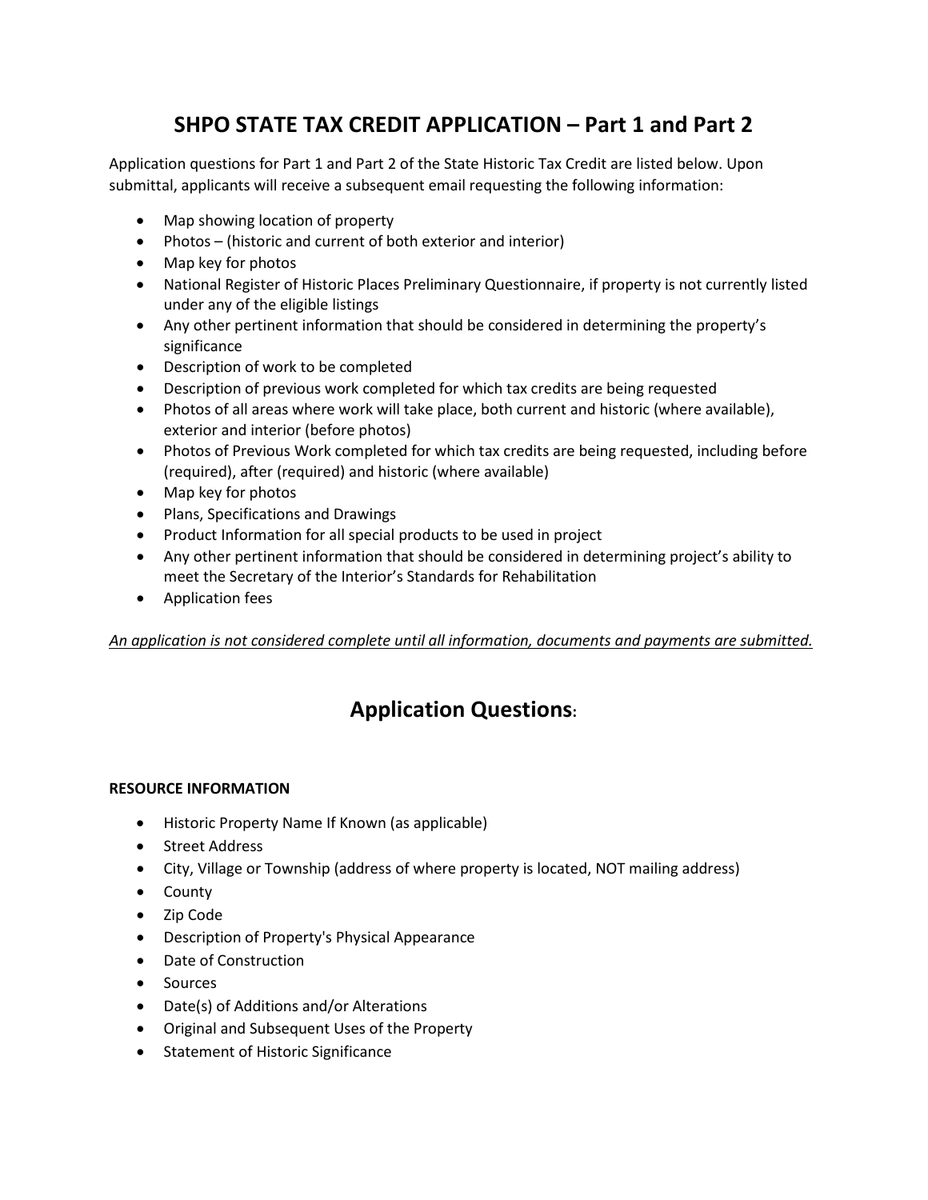# SHPO STATE TAX CREDIT APPLICATION – Part 1 and Part 2

Application questions for Part 1 and Part 2 of the State Historic Tax Credit are listed below. Upon submittal, applicants will receive a subsequent email requesting the following information:

- Map showing location of property
- Photos – (historic and current of both exterior and interior)
- Map key for photos
- National Register of Historic Places Preliminary Questionnaire, if property is not currently listed under any of the eligible listings
- Any other pertinent information that should be considered in determining the property's significance
- Description of work to be completed
- Description of previous work completed for which tax credits are being requested
- Photos of all areas where work will take place, both current and historic (where available), exterior and interior (before photos)
- Photos of Previous Work completed for which tax credits are being requested, including before (required), after (required) and historic (where available)
- Map key for photos
- Plans, Specifications and Drawings
- Product Information for all special products to be used in project
- Any other pertinent information that should be considered in determining project's ability to meet the Secretary of the Interior's Standards for Rehabilitation
- Application fees

*An application is not considered complete until all information, documents and payments are submitted.*

## Application Questions:

### RESOURCE INFORMATION

- Historic Property Name If Known (as applicable)
- Street Address
- City, Village or Township (address of where property is located, NOT mailing address)
- County
- Zip Code
- Description of Property's Physical Appearance
- Date of Construction
- Sources
- Date(s) of Additions and/or Alterations
- Original and Subsequent Uses of the Property
- Statement of Historic Significance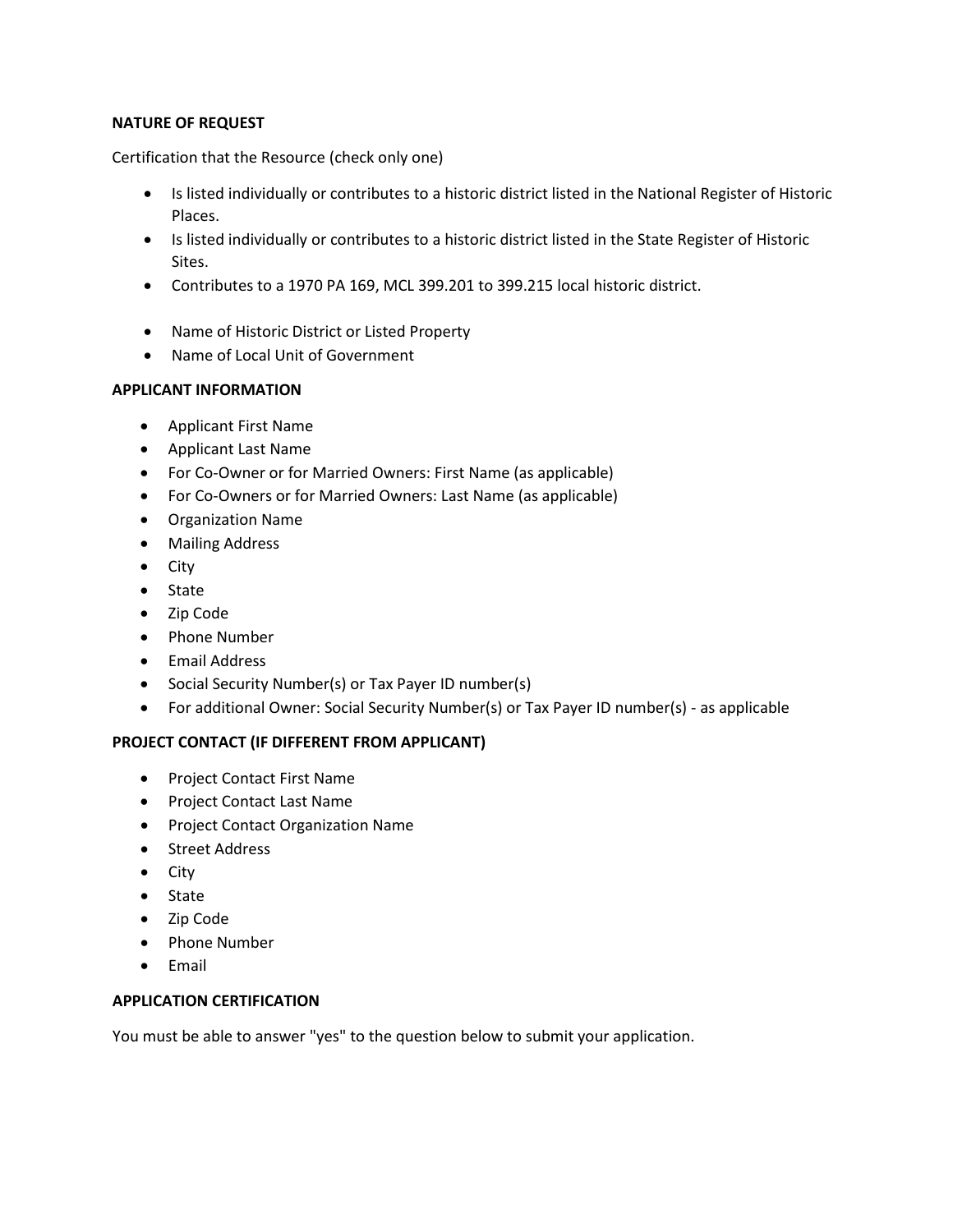**NATURE OF REQUEST**

Certification that the Resource (check only one)

- Is listed individually or contributes to a historic district listed in the National Register of Historic Places.
- Is listed individually or contributes to a historic district listed in the State Register of Historic Sites.
- Contributes to a 1970 PA 169, MCL 399.201 to 399.215 local historic district.

- Name of Historic District or Listed Property
- Name of Local Unit of Government

**APPLICANT INFORMATION**

- Applicant First Name
- Applicant Last Name
- For Co-Owner or for Married Owners: First Name (as applicable)
- For Co-Owners or for Married Owners: Last Name (as applicable)
- Organization Name
- Mailing Address
- City
- State
- Zip Code
- Phone Number
- Email Address
- Social Security Number(s) or Tax Payer ID number(s)
- For additional Owner: Social Security Number(s) or Tax Payer ID number(s) - as applicable

**PROJECT CONTACT (IF DIFFERENT FROM APPLICANT)**

- Project Contact First Name
- Project Contact Last Name
- Project Contact Organization Name
- Street Address
- City
- State
- Zip Code
- Phone Number
- Email

**APPLICATION CERTIFICATION**

You must be able to answer "yes" to the question below to submit your application.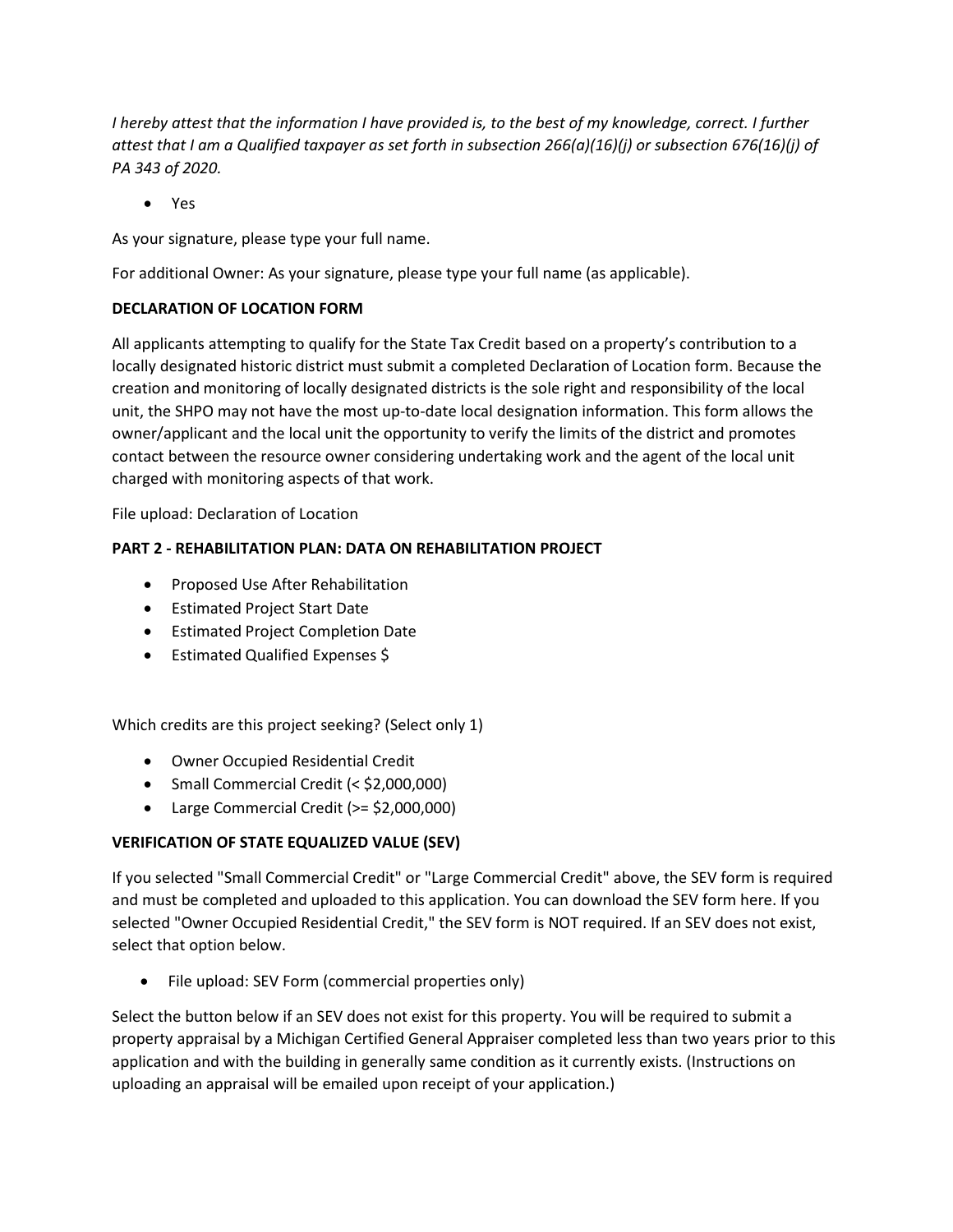*I hereby attest that the information I have provided is, to the best of my knowledge, correct. I further attest that I am a Qualified taxpayer as set forth in subsection 266(a)(16)(j) or subsection 676(16)(j) of PA 343 of 2020.*

- Yes

As your signature, please type your full name.

For additional Owner: As your signature, please type your full name (as applicable).

**DECLARATION OF LOCATION FORM**

All applicants attempting to qualify for the State Tax Credit based on a property's contribution to a locally designated historic district must submit a completed Declaration of Location form. Because the creation and monitoring of locally designated districts is the sole right and responsibility of the local unit, the SHPO may not have the most up-to-date local designation information. This form allows the owner/applicant and the local unit the opportunity to verify the limits of the district and promotes contact between the resource owner considering undertaking work and the agent of the local unit charged with monitoring aspects of that work.

File upload: Declaration of Location

**PART 2 - REHABILITATION PLAN: DATA ON REHABILITATION PROJECT**

- Proposed Use After Rehabilitation
- Estimated Project Start Date
- Estimated Project Completion Date
- Estimated Qualified Expenses $

Which credits are this project seeking? (Select only 1)

- Owner Occupied Residential Credit
- Small Commercial Credit (< $2,000,000)
- Large Commercial Credit (>= $2,000,000)

**VERIFICATION OF STATE EQUALIZED VALUE (SEV)**

If you selected "Small Commercial Credit" or "Large Commercial Credit" above, the SEV form is required and must be completed and uploaded to this application. You can download the SEV form here. If you selected "Owner Occupied Residential Credit," the SEV form is NOT required. If an SEV does not exist, select that option below.

- File upload: SEV Form (commercial properties only)

Select the button below if an SEV does not exist for this property. You will be required to submit a property appraisal by a Michigan Certified General Appraiser completed less than two years prior to this application and with the building in generally same condition as it currently exists. (Instructions on uploading an appraisal will be emailed upon receipt of your application.)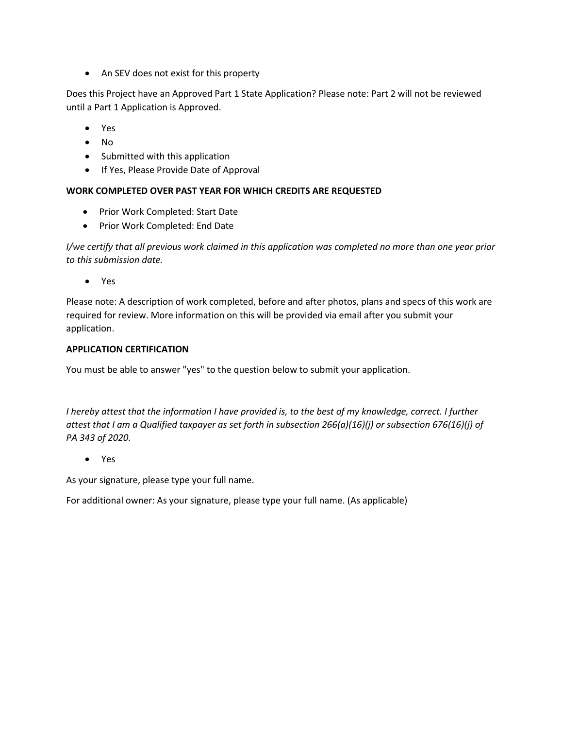- An SEV does not exist for this property

Does this Project have an Approved Part 1 State Application? Please note: Part 2 will not be reviewed until a Part 1 Application is Approved.

- Yes
- No
- Submitted with this application
- If Yes, Please Provide Date of Approval

**WORK COMPLETED OVER PAST YEAR FOR WHICH CREDITS ARE REQUESTED**

- Prior Work Completed: Start Date
- Prior Work Completed: End Date

*I/we certify that all previous work claimed in this application was completed no more than one year prior to this submission date.*

- Yes

Please note: A description of work completed, before and after photos, plans and specs of this work are required for review. More information on this will be provided via email after you submit your application.

**APPLICATION CERTIFICATION**

You must be able to answer "yes" to the question below to submit your application.

*I hereby attest that the information I have provided is, to the best of my knowledge, correct. I further attest that I am a Qualified taxpayer as set forth in subsection 266(a)(16)(j) or subsection 676(16)(j) of PA 343 of 2020.*

- Yes

As your signature, please type your full name.

For additional owner: As your signature, please type your full name. (As applicable)